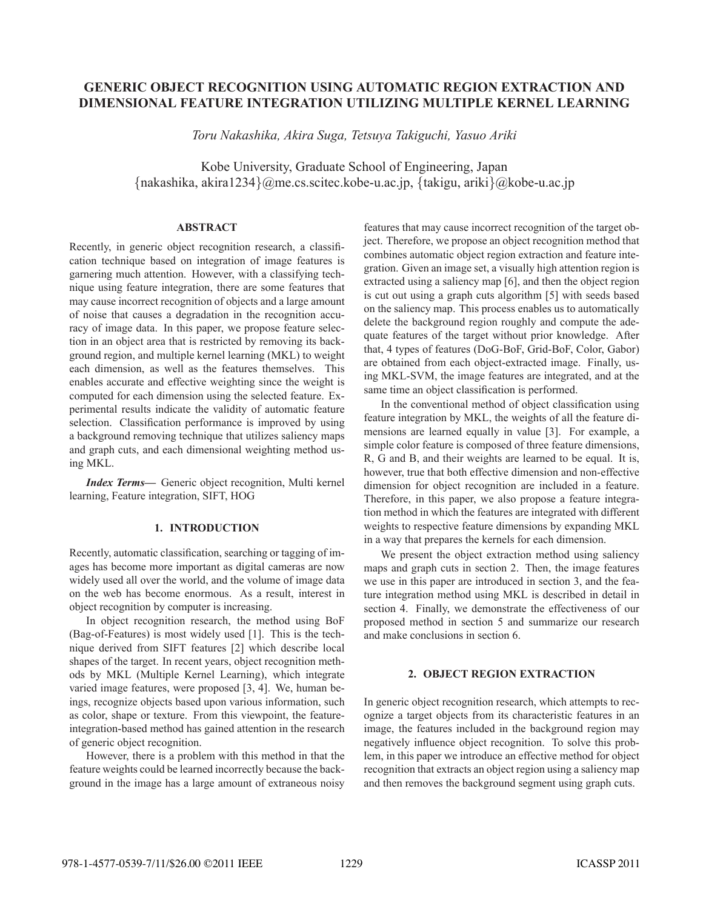# GENERIC OBJECT RECOGNITION USING AUTOMATIC REGION EXTRACTION AND DIMENSIONAL FEATURE INTEGRATION UTILIZING MULTIPLE KERNEL LEARNING

*Toru Nakashika, Akira Suga, Tetsuya Takiguchi, Yasuo Ariki*

Kobe University, Graduate School of Engineering, Japan
{nakashika, akira1234}@me.cs.scitec.kobe-u.ac.jp, {takigu, ariki}@kobe-u.ac.jp

## ABSTRACT

Recently, in generic object recognition research, a classification technique based on integration of image features is garnering much attention. However, with a classifying technique using feature integration, there are some features that may cause incorrect recognition of objects and a large amount of noise that causes a degradation in the recognition accuracy of image data. In this paper, we propose feature selection in an object area that is restricted by removing its background region, and multiple kernel learning (MKL) to weight each dimension, as well as the features themselves. This enables accurate and effective weighting since the weight is computed for each dimension using the selected feature. Experimental results indicate the validity of automatic feature selection. Classification performance is improved by using a background removing technique that utilizes saliency maps and graph cuts, and each dimensional weighting method using MKL.

***Index Terms*—** Generic object recognition, Multi kernel learning, Feature integration, SIFT, HOG

## 1. INTRODUCTION

Recently, automatic classification, searching or tagging of images has become more important as digital cameras are now widely used all over the world, and the volume of image data on the web has become enormous. As a result, interest in object recognition by computer is increasing.

In object recognition research, the method using BoF (Bag-of-Features) is most widely used [1]. This is the technique derived from SIFT features [2] which describe local shapes of the target. In recent years, object recognition methods by MKL (Multiple Kernel Learning), which integrate varied image features, were proposed [3, 4]. We, human beings, recognize objects based upon various information, such as color, shape or texture. From this viewpoint, the feature-integration-based method has gained attention in the research of generic object recognition.

However, there is a problem with this method in that the feature weights could be learned incorrectly because the background in the image has a large amount of extraneous noisy features that may cause incorrect recognition of the target object. Therefore, we propose an object recognition method that combines automatic object region extraction and feature integration. Given an image set, a visually high attention region is extracted using a saliency map [6], and then the object region is cut out using a graph cuts algorithm [5] with seeds based on the saliency map. This process enables us to automatically delete the background region roughly and compute the adequate features of the target without prior knowledge. After that, 4 types of features (DoG-BoF, Grid-BoF, Color, Gabor) are obtained from each object-extracted image. Finally, using MKL-SVM, the image features are integrated, and at the same time an object classification is performed.

In the conventional method of object classification using feature integration by MKL, the weights of all the feature dimensions are learned equally in value [3]. For example, a simple color feature is composed of three feature dimensions, R, G and B, and their weights are learned to be equal. It is, however, true that both effective dimension and non-effective dimension for object recognition are included in a feature. Therefore, in this paper, we also propose a feature integration method in which the features are integrated with different weights to respective feature dimensions by expanding MKL in a way that prepares the kernels for each dimension.

We present the object extraction method using saliency maps and graph cuts in section 2. Then, the image features we use in this paper are introduced in section 3, and the feature integration method using MKL is described in detail in section 4. Finally, we demonstrate the effectiveness of our proposed method in section 5 and summarize our research and make conclusions in section 6.

## 2. OBJECT REGION EXTRACTION

In generic object recognition research, which attempts to recognize a target objects from its characteristic features in an image, the features included in the background region may negatively influence object recognition. To solve this problem, in this paper we introduce an effective method for object recognition that extracts an object region using a saliency map and then removes the background segment using graph cuts.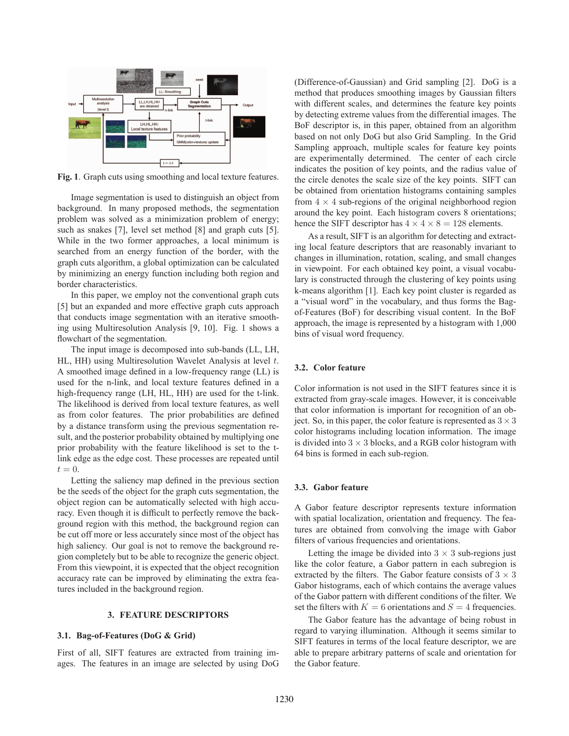Fig. 1. Graph cuts using smoothing and local texture features.

Image segmentation is used to distinguish an object from background. In many proposed methods, the segmentation problem was solved as a minimization problem of energy; such as snakes [7], level set method [8] and graph cuts [5]. While in the two former approaches, a local minimum is searched from an energy function of the border, with the graph cuts algorithm, a global optimization can be calculated by minimizing an energy function including both region and border characteristics.

In this paper, we employ not the conventional graph cuts [5] but an expanded and more effective graph cuts approach that conducts image segmentation with an iterative smoothing using Multiresolution Analysis [9, 10]. Fig. 1 shows a flowchart of the segmentation.

The input image is decomposed into sub-bands (LL, LH, HL, HH) using Multiresolution Wavelet Analysis at level $t$. A smoothed image defined in a low-frequency range (LL) is used for the n-link, and local texture features defined in a high-frequency range (LH, HL, HH) are used for the t-link. The likelihood is derived from local texture features, as well as from color features. The prior probabilities are defined by a distance transform using the previous segmentation result, and the posterior probability obtained by multiplying one prior probability with the feature likelihood is set to the t-link edge as the edge cost. These processes are repeated until $t = 0$.

Letting the saliency map defined in the previous section be the seeds of the object for the graph cuts segmentation, the object region can be automatically selected with high accuracy. Even though it is difficult to perfectly remove the background region with this method, the background region can be cut off more or less accurately since most of the object has high saliency. Our goal is not to remove the background region completely but to be able to recognize the generic object. From this viewpoint, it is expected that the object recognition accuracy rate can be improved by eliminating the extra features included in the background region.

## 3. FEATURE DESCRIPTORS

### 3.1. Bag-of-Features (DoG & Grid)

First of all, SIFT features are extracted from training images. The features in an image are selected by using DoG (Difference-of-Gaussian) and Grid sampling [2]. DoG is a method that produces smoothing images by Gaussian filters with different scales, and determines the feature key points by detecting extreme values from the differential images. The BoF descriptor is, in this paper, obtained from an algorithm based on not only DoG but also Grid Sampling. In the Grid Sampling approach, multiple scales for feature key points are experimentally determined. The center of each circle indicates the position of key points, and the radius value of the circle denotes the scale size of the key points. SIFT can be obtained from orientation histograms containing samples from $4 \times 4$ sub-regions of the original neighborhood region around the key point. Each histogram covers 8 orientations; hence the SIFT descriptor has $4 \times 4 \times 8 = 128$ elements.

As a result, SIFT is an algorithm for detecting and extracting local feature descriptors that are reasonably invariant to changes in illumination, rotation, scaling, and small changes in viewpoint. For each obtained key point, a visual vocabulary is constructed through the clustering of key points using k-means algorithm [1]. Each key point cluster is regarded as a "visual word" in the vocabulary, and thus forms the Bag-of-Features (BoF) for describing visual content. In the BoF approach, the image is represented by a histogram with 1,000 bins of visual word frequency.

### 3.2. Color feature

Color information is not used in the SIFT features since it is extracted from gray-scale images. However, it is conceivable that color information is important for recognition of an object. So, in this paper, the color feature is represented as $3 \times 3$ color histograms including location information. The image is divided into $3 \times 3$ blocks, and a RGB color histogram with 64 bins is formed in each sub-region.

### 3.3. Gabor feature

A Gabor feature descriptor represents texture information with spatial localization, orientation and frequency. The features are obtained from convolving the image with Gabor filters of various frequencies and orientations.

Letting the image be divided into $3 \times 3$ sub-regions just like the color feature, a Gabor pattern in each subregion is extracted by the filters. The Gabor feature consists of $3 \times 3$ Gabor histograms, each of which contains the average values of the Gabor pattern with different conditions of the filter. We set the filters with $K = 6$ orientations and $S = 4$ frequencies.

The Gabor feature has the advantage of being robust in regard to varying illumination. Although it seems similar to SIFT features in terms of the local feature descriptor, we are able to prepare arbitrary patterns of scale and orientation for the Gabor feature.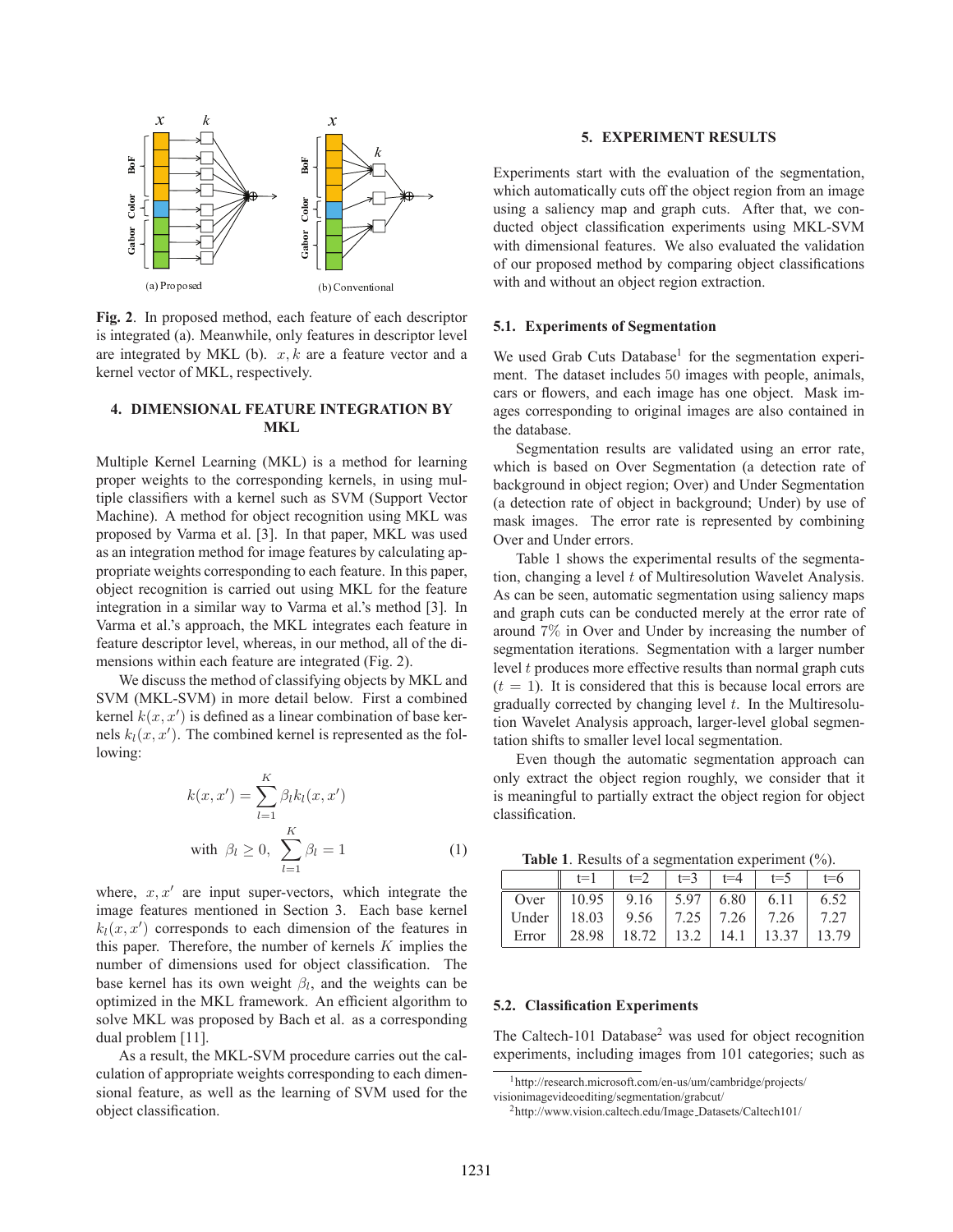**Fig. 2**. In proposed method, each feature of each descriptor is integrated (a). Meanwhile, only features in descriptor level are integrated by MKL (b). $x, k$ are a feature vector and a kernel vector of MKL, respectively.

## 4. DIMENSIONAL FEATURE INTEGRATION BY MKL

Multiple Kernel Learning (MKL) is a method for learning proper weights to the corresponding kernels, in using multiple classifiers with a kernel such as SVM (Support Vector Machine). A method for object recognition using MKL was proposed by Varma et al. [3]. In that paper, MKL was used as an integration method for image features by calculating appropriate weights corresponding to each feature. In this paper, object recognition is carried out using MKL for the feature integration in a similar way to Varma et al.'s method [3]. In Varma et al.'s approach, the MKL integrates each feature in feature descriptor level, whereas, in our method, all of the dimensions within each feature are integrated (Fig. 2).

We discuss the method of classifying objects by MKL and SVM (MKL-SVM) in more detail below. First a combined kernel $k(x, x')$ is defined as a linear combination of base kernels $k_l(x, x')$. The combined kernel is represented as the following:

$$k(x, x') = \sum_{l=1}^{K} \beta_l k_l(x, x')$$
$$\text{with } \beta_l \geq 0, \ \sum_{l=1}^{K} \beta_l = 1 \tag{1}$$

where, $x, x'$ are input super-vectors, which integrate the image features mentioned in Section 3. Each base kernel $k_l(x, x')$ corresponds to each dimension of the features in this paper. Therefore, the number of kernels $K$ implies the number of dimensions used for object classification. The base kernel has its own weight $\beta_l$, and the weights can be optimized in the MKL framework. An efficient algorithm to solve MKL was proposed by Bach et al. as a corresponding dual problem [11].

As a result, the MKL-SVM procedure carries out the calculation of appropriate weights corresponding to each dimensional feature, as well as the learning of SVM used for the object classification.

## 5. EXPERIMENT RESULTS

Experiments start with the evaluation of the segmentation, which automatically cuts off the object region from an image using a saliency map and graph cuts. After that, we conducted object classification experiments using MKL-SVM with dimensional features. We also evaluated the validation of our proposed method by comparing object classifications with and without an object region extraction.

### 5.1. Experiments of Segmentation

We used Grab Cuts Database[1] for the segmentation experiment. The dataset includes 50 images with people, animals, cars or flowers, and each image has one object. Mask images corresponding to original images are also contained in the database.

Segmentation results are validated using an error rate, which is based on Over Segmentation (a detection rate of background in object region; Over) and Under Segmentation (a detection rate of object in background; Under) by use of mask images. The error rate is represented by combining Over and Under errors.

Table 1 shows the experimental results of the segmentation, changing a level $t$ of Multiresolution Wavelet Analysis. As can be seen, automatic segmentation using saliency maps and graph cuts can be conducted merely at the error rate of around 7% in Over and Under by increasing the number of segmentation iterations. Segmentation with a larger number level $t$ produces more effective results than normal graph cuts ($t = 1$). It is considered that this is because local errors are gradually corrected by changing level $t$. In the Multiresolution Wavelet Analysis approach, larger-level global segmentation shifts to smaller level local segmentation.

Even though the automatic segmentation approach can only extract the object region roughly, we consider that it is meaningful to partially extract the object region for object classification.

**Table 1**. Results of a segmentation experiment (%).

| | t=1 | t=2 | t=3 | t=4 | t=5 | t=6 |
|---|---|---|---|---|---|---|
| Over | 10.95 | 9.16 | 5.97 | 6.80 | 6.11 | 6.52 |
| Under | 18.03 | 9.56 | 7.25 | 7.26 | 7.26 | 7.27 |
| Error | 28.98 | 18.72 | 13.2 | 14.1 | 13.37 | 13.79 |

### 5.2. Classification Experiments

The Caltech-101 Database[2] was used for object recognition experiments, including images from 101 categories; such as

[1]http://research.microsoft.com/en-us/um/cambridge/projects/visionimagevideoediting/segmentation/grabcut/

[2]http://www.vision.caltech.edu/Image_Datasets/Caltech101/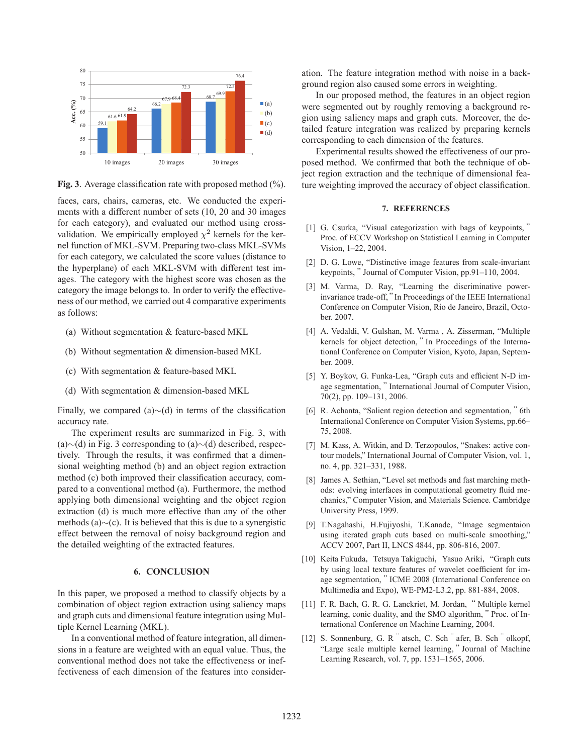80
75
70
65
60
55
50

Acc. (%)

59.1 61.6 61.9 64.2

66.2 67.9 68.4 72.3

68.7 69.9 72.5 76.4

10 images
20 images
30 images

(a)
(b)
(c)
(d)

**Fig. 3**. Average classification rate with proposed method (%).

faces, cars, chairs, cameras, etc. We conducted the experiments with a different number of sets (10, 20 and 30 images for each category), and evaluated our method using cross-validation. We empirically employed $\chi^2$ kernels for the kernel function of MKL-SVM. Preparing two-class MKL-SVMs for each category, we calculated the score values (distance to the hyperplane) of each MKL-SVM with different test images. The category with the highest score was chosen as the category the image belongs to. In order to verify the effectiveness of our method, we carried out 4 comparative experiments as follows:

(a) Without segmentation & feature-based MKL

(b) Without segmentation & dimension-based MKL

(c) With segmentation & feature-based MKL

(d) With segmentation & dimension-based MKL

Finally, we compared (a)$\sim$(d) in terms of the classification accuracy rate.

The experiment results are summarized in Fig. 3, with (a)$\sim$(d) in Fig. 3 corresponding to (a)$\sim$(d) described, respectively. Through the results, it was confirmed that a dimensional weighting method (b) and an object region extraction method (c) both improved their classification accuracy, compared to a conventional method (a). Furthermore, the method applying both dimensional weighting and the object region extraction (d) is much more effective than any of the other methods (a)$\sim$(c). It is believed that this is due to a synergistic effect between the removal of noisy background region and the detailed weighting of the extracted features.

## 6. CONCLUSION

In this paper, we proposed a method to classify objects by a combination of object region extraction using saliency maps and graph cuts and dimensional feature integration using Multiple Kernel Learning (MKL).

In a conventional method of feature integration, all dimensions in a feature are weighted with an equal value. Thus, the conventional method does not take the effectiveness or ineffectiveness of each dimension of the features into consideration. The feature integration method with noise in a background region also caused some errors in weighting.

In our proposed method, the features in an object region were segmented out by roughly removing a background region using saliency maps and graph cuts. Moreover, the detailed feature integration was realized by preparing kernels corresponding to each dimension of the features.

Experimental results showed the effectiveness of our proposed method. We confirmed that both the technique of object region extraction and the technique of dimensional feature weighting improved the accuracy of object classification.

## 7. REFERENCES

[1] G. Csurka, "Visual categorization with bags of keypoints," Proc. of ECCV Workshop on Statistical Learning in Computer Vision, 1–22, 2004.

[2] D. G. Lowe, "Distinctive image features from scale-invariant keypoints," Journal of Computer Vision, pp.91–110, 2004.

[3] M. Varma, D. Ray, "Learning the discriminative power-invariance trade-off," In Proceedings of the IEEE International Conference on Computer Vision, Rio de Janeiro, Brazil, October. 2007.

[4] A. Vedaldi, V. Gulshan, M. Varma , A. Zisserman, "Multiple kernels for object detection," In Proceedings of the International Conference on Computer Vision, Kyoto, Japan, September. 2009.

[5] Y. Boykov, G. Funka-Lea, "Graph cuts and efficient N-D image segmentation," International Journal of Computer Vision, 70(2), pp. 109–131, 2006.

[6] R. Achanta, "Salient region detection and segmentation," 6th International Conference on Computer Vision Systems, pp.66–75, 2008.

[7] M. Kass, A. Witkin, and D. Terzopoulos, "Snakes: active contour models," International Journal of Computer Vision, vol. 1, no. 4, pp. 321–331, 1988.

[8] James A. Sethian, "Level set methods and fast marching methods: evolving interfaces in computational geometry fluid mechanics," Computer Vision, and Materials Science. Cambridge University Press, 1999.

[9] T.Nagahashi, H.Fujiyoshi, T.Kanade, "Image segmentaion using iterated graph cuts based on multi-scale smoothing," ACCV 2007, Part II, LNCS 4844, pp. 806-816, 2007.

[10] Keita Fukuda, Tetsuya Takiguchi, Yasuo Ariki, "Graph cuts by using local texture features of wavelet coefficient for image segmentation," ICME 2008 (International Conference on Multimedia and Expo), WE-PM2-L3.2, pp. 881-884, 2008.

[11] F. R. Bach, G. R. G. Lanckriet, M. Jordan, " Multiple kernel learning, conic duality, and the SMO algorithm," Proc. of International Conference on Machine Learning, 2004.

[12] S. Sonnenburg, G. Rätsch, C. Schäfer, B. Schölkopf, "Large scale multiple kernel learning," Journal of Machine Learning Research, vol. 7, pp. 1531–1565, 2006.